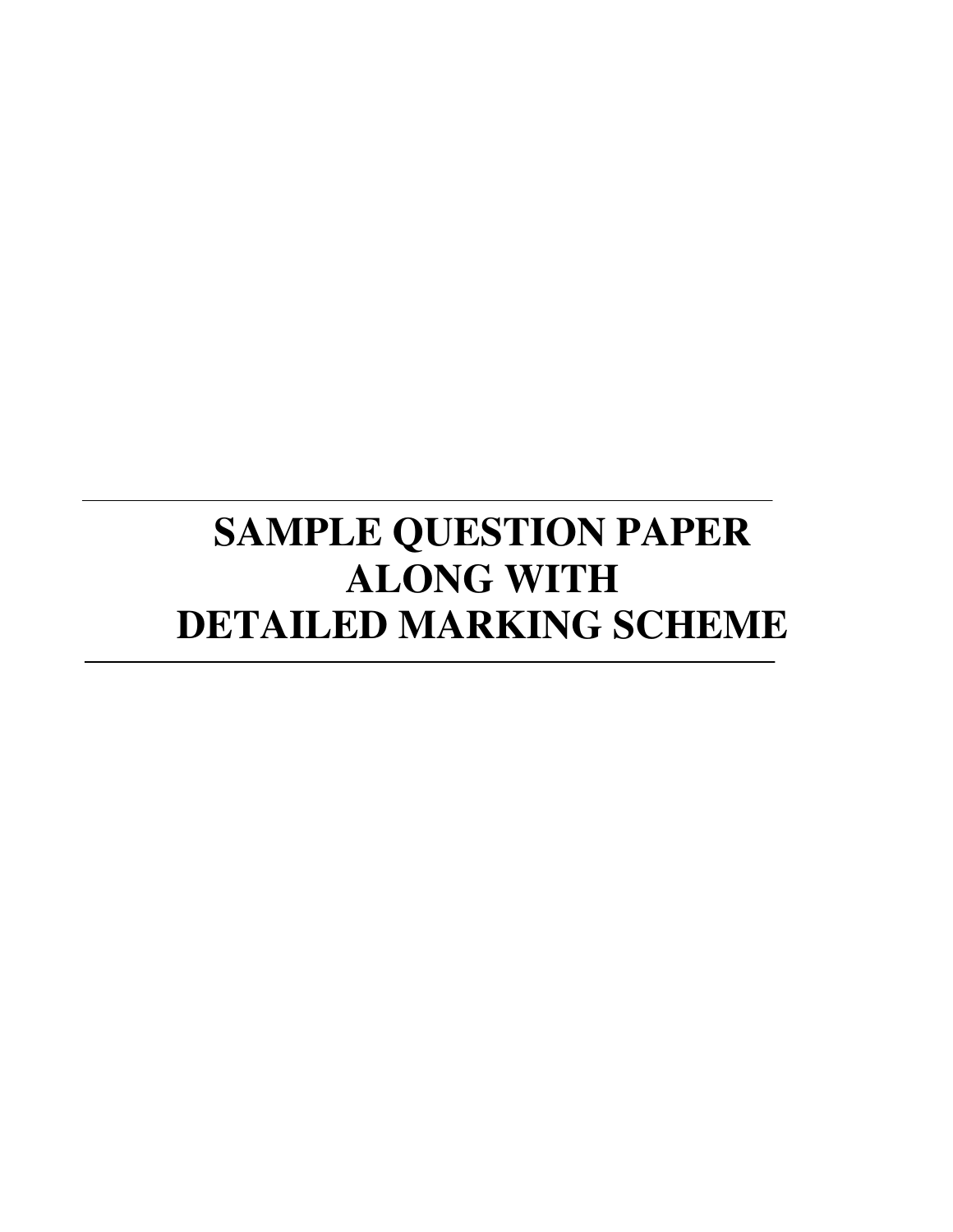# SAMPLE QUESTION PAPER
# ALONG WITH
# DETAILED MARKING SCHEME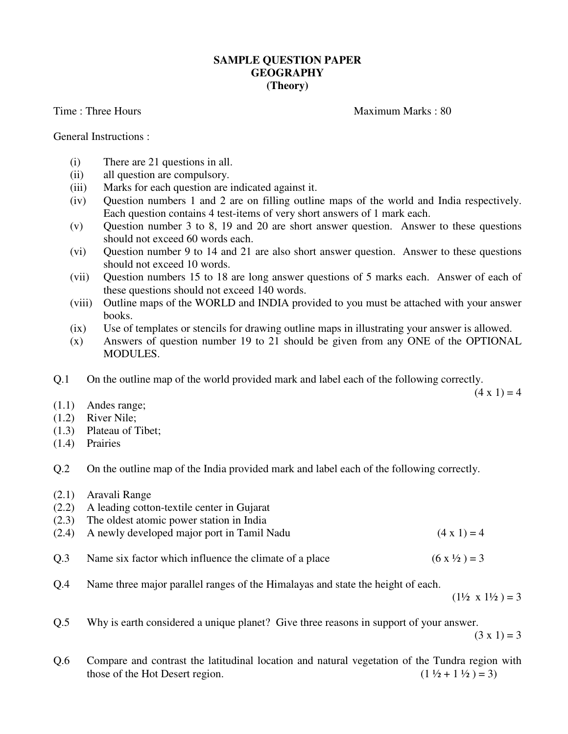**SAMPLE QUESTION PAPER**
**GEOGRAPHY**
**(Theory)**

Time : Three Hours Maximum Marks : 80

General Instructions :

- (i) There are 21 questions in all.
- (ii) all question are compulsory.
- (iii) Marks for each question are indicated against it.
- (iv) Question numbers 1 and 2 are on filling outline maps of the world and India respectively. Each question contains 4 test-items of very short answers of 1 mark each.
- (v) Question number 3 to 8, 19 and 20 are short answer question. Answer to these questions should not exceed 60 words each.
- (vi) Question number 9 to 14 and 21 are also short answer question. Answer to these questions should not exceed 10 words.
- (vii) Question numbers 15 to 18 are long answer questions of 5 marks each. Answer of each of these questions should not exceed 140 words.
- (viii) Outline maps of the WORLD and INDIA provided to you must be attached with your answer books.
- (ix) Use of templates or stencils for drawing outline maps in illustrating your answer is allowed.
- (x) Answers of question number 19 to 21 should be given from any ONE of the OPTIONAL MODULES.

Q.1 On the outline map of the world provided mark and label each of the following correctly. (4 x 1) = 4

- (1.1) Andes range;
- (1.2) River Nile;
- (1.3) Plateau of Tibet;
- (1.4) Prairies

Q.2 On the outline map of the India provided mark and label each of the following correctly.

- (2.1) Aravali Range
- (2.2) A leading cotton-textile center in Gujarat
- (2.3) The oldest atomic power station in India
- (2.4) A newly developed major port in Tamil Nadu (4 x 1) = 4

Q.3 Name six factor which influence the climate of a place (6 x ½ ) = 3

Q.4 Name three major parallel ranges of the Himalayas and state the height of each. (1½ x 1½ ) = 3

Q.5 Why is earth considered a unique planet? Give three reasons in support of your answer. (3 x 1) = 3

Q.6 Compare and contrast the latitudinal location and natural vegetation of the Tundra region with those of the Hot Desert region. (1 ½ + 1 ½ ) = 3)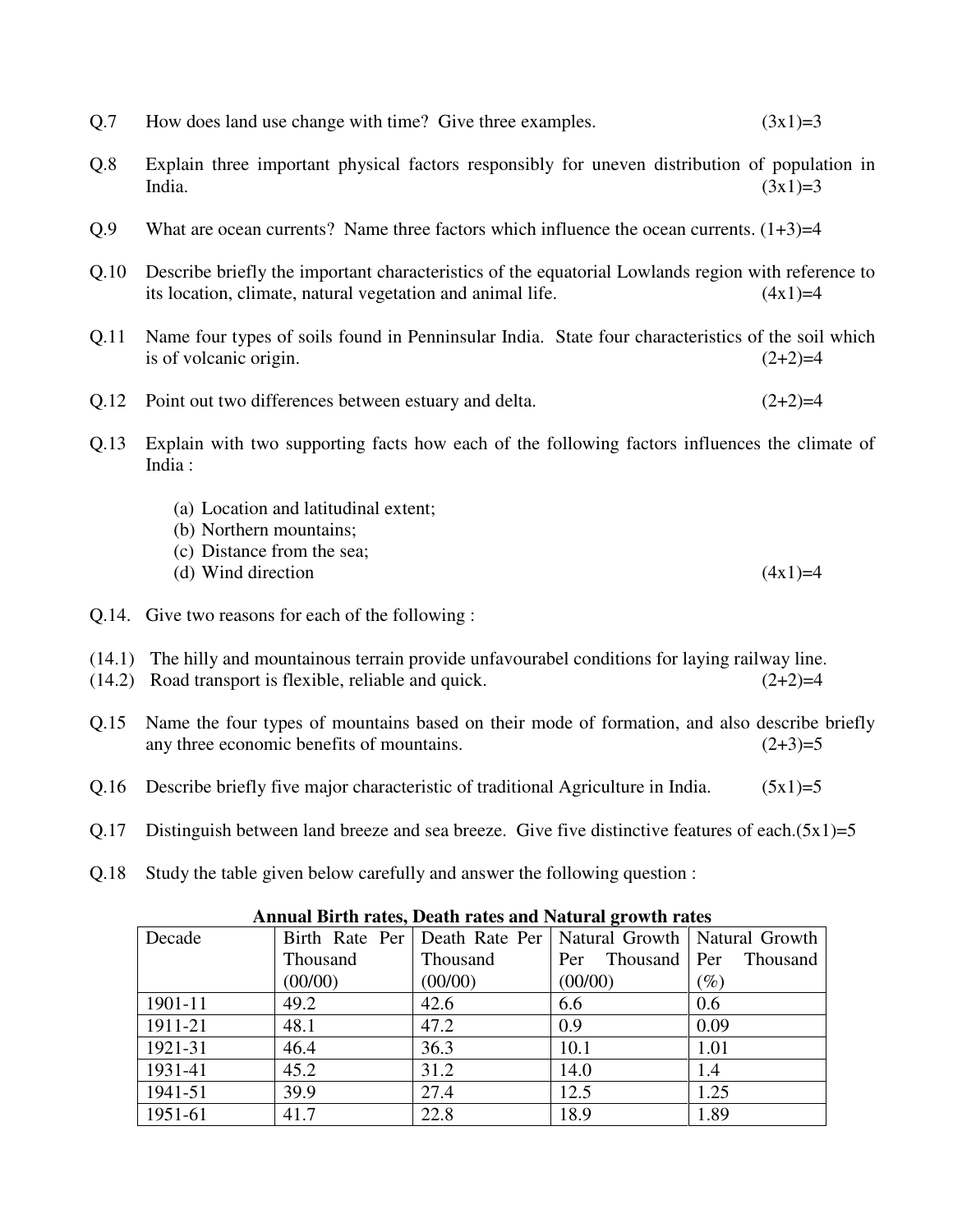Q.7 How does land use change with time? Give three examples. (3x1)=3

Q.8 Explain three important physical factors responsibly for uneven distribution of population in India. (3x1)=3

Q.9 What are ocean currents? Name three factors which influence the ocean currents. (1+3)=4

Q.10 Describe briefly the important characteristics of the equatorial Lowlands region with reference to its location, climate, natural vegetation and animal life. (4x1)=4

Q.11 Name four types of soils found in Penninsular India. State four characteristics of the soil which is of volcanic origin. (2+2)=4

Q.12 Point out two differences between estuary and delta. (2+2)=4

Q.13 Explain with two supporting facts how each of the following factors influences the climate of India :

(a) Location and latitudinal extent;
(b) Northern mountains;
(c) Distance from the sea;
(d) Wind direction (4x1)=4

Q.14. Give two reasons for each of the following :

(14.1) The hilly and mountainous terrain provide unfavourabel conditions for laying railway line.
(14.2) Road transport is flexible, reliable and quick. (2+2)=4

Q.15 Name the four types of mountains based on their mode of formation, and also describe briefly any three economic benefits of mountains. (2+3)=5

Q.16 Describe briefly five major characteristic of traditional Agriculture in India. (5x1)=5

Q.17 Distinguish between land breeze and sea breeze. Give five distinctive features of each.(5x1)=5

Q.18 Study the table given below carefully and answer the following question :

**Annual Birth rates, Death rates and Natural growth rates**

| Decade | Birth Rate Per Thousand (00/00) | Death Rate Per Thousand (00/00) | Natural Growth Per Thousand (00/00) | Natural Growth Per Thousand (%) |
|---|---|---|---|---|
| 1901-11 | 49.2 | 42.6 | 6.6 | 0.6 |
| 1911-21 | 48.1 | 47.2 | 0.9 | 0.09 |
| 1921-31 | 46.4 | 36.3 | 10.1 | 1.01 |
| 1931-41 | 45.2 | 31.2 | 14.0 | 1.4 |
| 1941-51 | 39.9 | 27.4 | 12.5 | 1.25 |
| 1951-61 | 41.7 | 22.8 | 18.9 | 1.89 |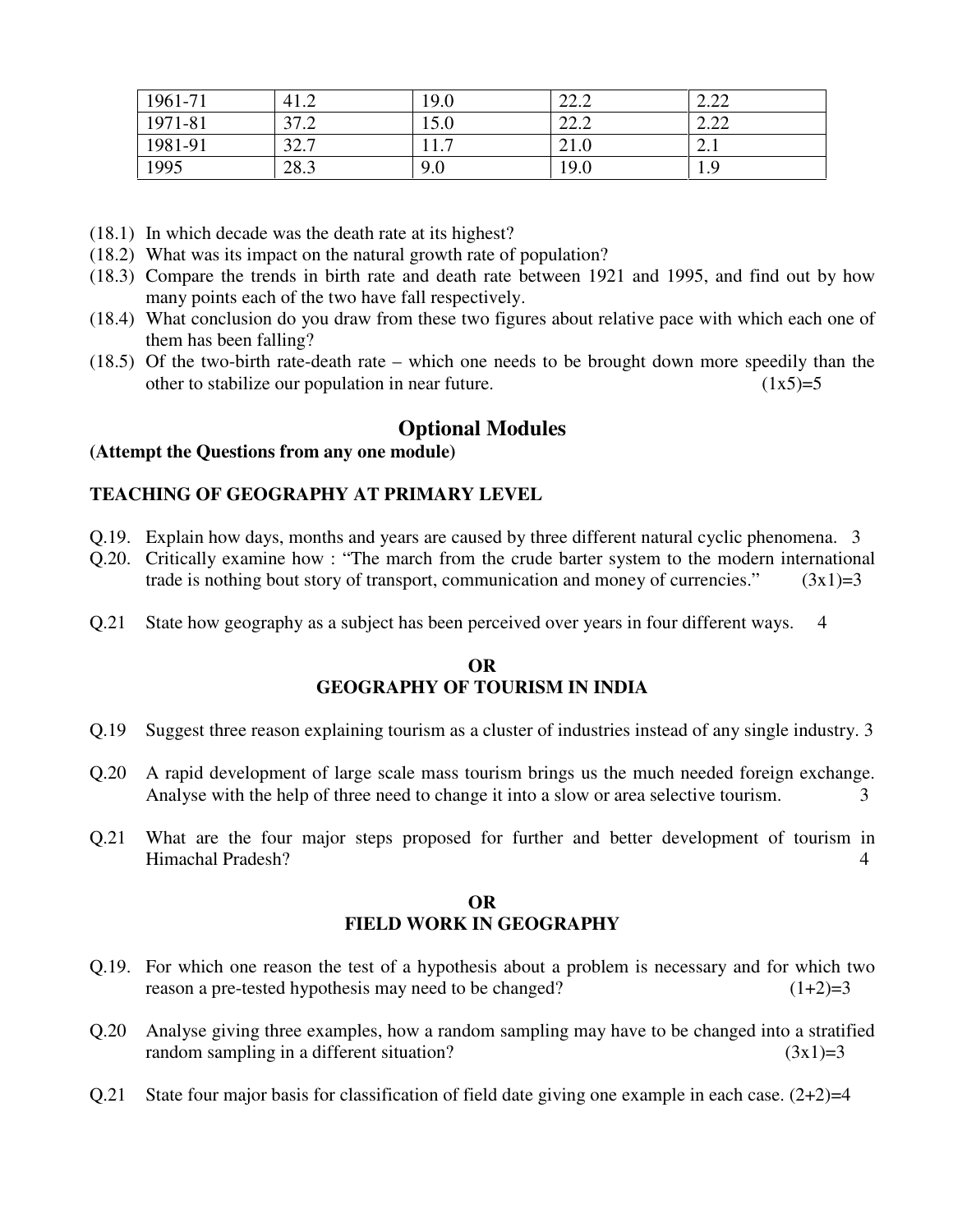| | | | | |
|---|---|---|---|---|
| 1961-71 | 41.2 | 19.0 | 22.2 | 2.22 |
| 1971-81 | 37.2 | 15.0 | 22.2 | 2.22 |
| 1981-91 | 32.7 | 11.7 | 21.0 | 2.1 |
| 1995 | 28.3 | 9.0 | 19.0 | 1.9 |

(18.1) In which decade was the death rate at its highest?

(18.2) What was its impact on the natural growth rate of population?

(18.3) Compare the trends in birth rate and death rate between 1921 and 1995, and find out by how many points each of the two have fall respectively.

(18.4) What conclusion do you draw from these two figures about relative pace with which each one of them has been falling?

(18.5) Of the two-birth rate-death rate – which one needs to be brought down more speedily than the other to stabilize our population in near future. (1x5)=5

## Optional Modules

**(Attempt the Questions from any one module)**

### TEACHING OF GEOGRAPHY AT PRIMARY LEVEL

Q.19. Explain how days, months and years are caused by three different natural cyclic phenomena. 3

Q.20. Critically examine how : "The march from the crude barter system to the modern international trade is nothing bout story of transport, communication and money of currencies." (3x1)=3

Q.21 State how geography as a subject has been perceived over years in four different ways. 4

**OR**

### GEOGRAPHY OF TOURISM IN INDIA

Q.19 Suggest three reason explaining tourism as a cluster of industries instead of any single industry. 3

Q.20 A rapid development of large scale mass tourism brings us the much needed foreign exchange. Analyse with the help of three need to change it into a slow or area selective tourism. 3

Q.21 What are the four major steps proposed for further and better development of tourism in Himachal Pradesh? 4

**OR**

### FIELD WORK IN GEOGRAPHY

Q.19. For which one reason the test of a hypothesis about a problem is necessary and for which two reason a pre-tested hypothesis may need to be changed? (1+2)=3

Q.20 Analyse giving three examples, how a random sampling may have to be changed into a stratified random sampling in a different situation? (3x1)=3

Q.21 State four major basis for classification of field date giving one example in each case. (2+2)=4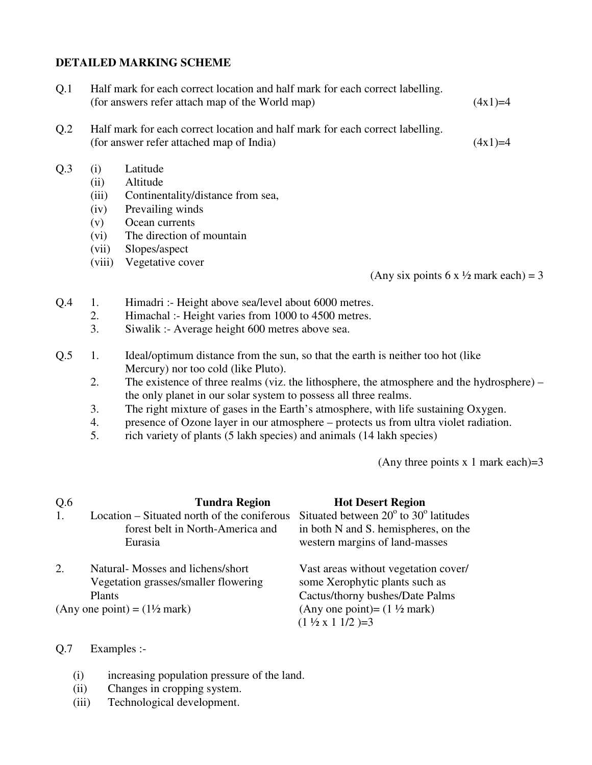## DETAILED MARKING SCHEME

Q.1 Half mark for each correct location and half mark for each correct labelling. (for answers refer attach map of the World map) (4x1)=4

Q.2 Half mark for each correct location and half mark for each correct labelling. (for answer refer attached map of India) (4x1)=4

Q.3
(i) Latitude
(ii) Altitude
(iii) Continentality/distance from sea,
(iv) Prevailing winds
(v) Ocean currents
(vi) The direction of mountain
(vii) Slopes/aspect
(viii) Vegetative cover

(Any six points 6 x ½ mark each) = 3

Q.4
1. Himadri :- Height above sea/level about 6000 metres.
2. Himachal :- Height varies from 1000 to 4500 metres.
3. Siwalik :- Average height 600 metres above sea.

Q.5
1. Ideal/optimum distance from the sun, so that the earth is neither too hot (like Mercury) nor too cold (like Pluto).
2. The existence of three realms (viz. the lithosphere, the atmosphere and the hydrosphere) – the only planet in our solar system to possess all three realms.
3. The right mixture of gases in the Earth's atmosphere, with life sustaining Oxygen.
4. presence of Ozone layer in our atmosphere – protects us from ultra violet radiation.
5. rich variety of plants (5 lakh species) and animals (14 lakh species)

(Any three points x 1 mark each)=3

Q.6

| | Tundra Region | Hot Desert Region |
|---|---|---|
| 1. | Location – Situated north of the coniferous forest belt in North-America and Eurasia | Situated between $20^o$ to $30^o$ latitudes in both N and S. hemispheres, on the western margins of land-masses |
| 2. | Natural- Mosses and lichens/short Vegetation grasses/smaller flowering Plants | Vast areas without vegetation cover/ some Xerophytic plants such as Cactus/thorny bushes/Date Palms |
| | (Any one point) = (1½ mark) | (Any one point)= (1 ½ mark) (1 ½ x 1 1/2 )=3 |

Q.7 Examples :-

(i) increasing population pressure of the land.
(ii) Changes in cropping system.
(iii) Technological development.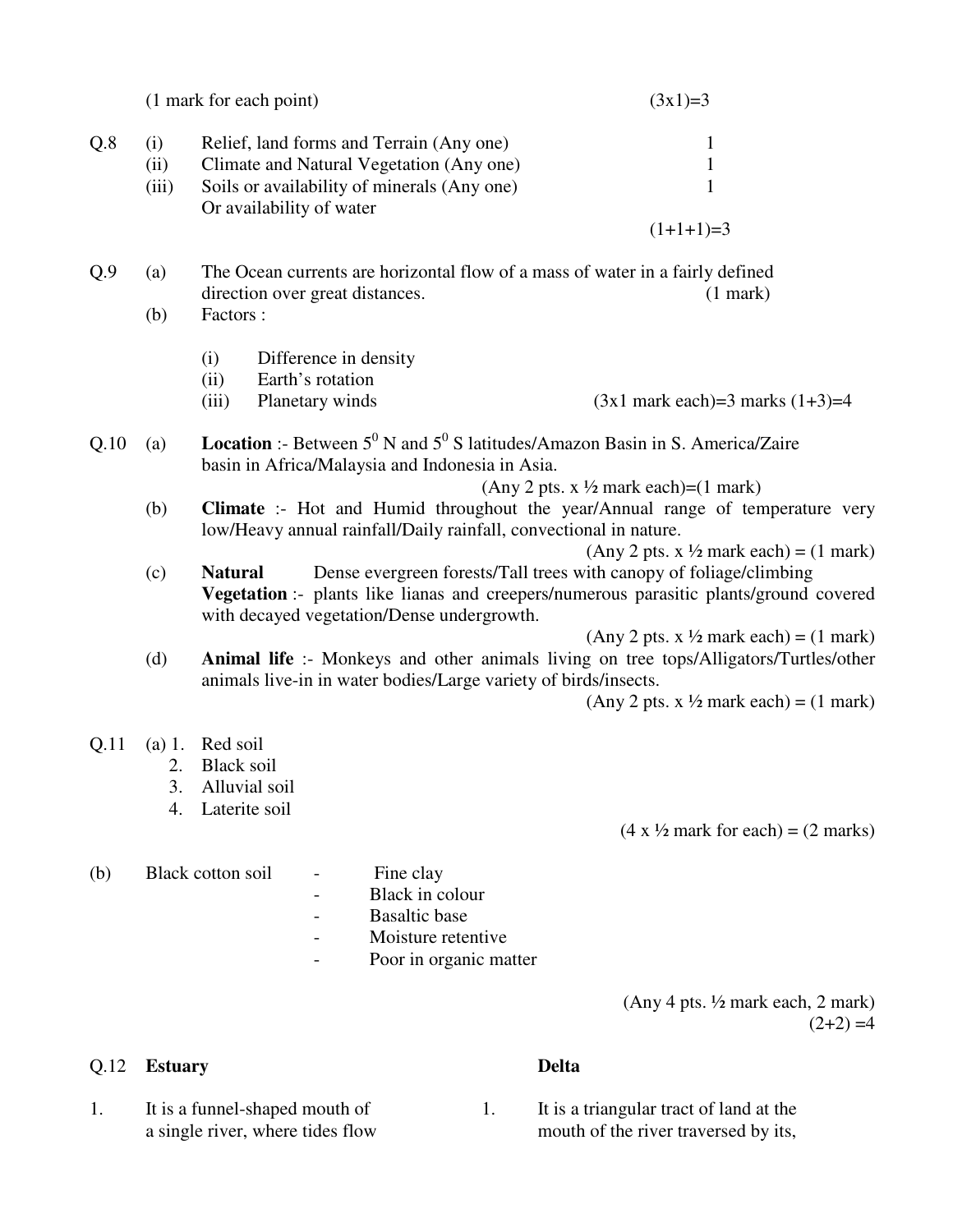(1 mark for each point) (3x1)=3

**Q.8**

(i) Relief, land forms and Terrain (Any one) 1

(ii) Climate and Natural Vegetation (Any one) 1

(iii) Soils or availability of minerals (Any one) Or availability of water 1

(1+1+1)=3

**Q.9**

(a) The Ocean currents are horizontal flow of a mass of water in a fairly defined direction over great distances. (1 mark)

(b) Factors :

- (i) Difference in density
- (ii) Earth's rotation
- (iii) Planetary winds

(3x1 mark each)=3 marks (1+3)=4

**Q.10**

(a) **Location** :- Between $5^0$ N and $5^0$ S latitudes/Amazon Basin in S. America/Zaire basin in Africa/Malaysia and Indonesia in Asia.

(Any 2 pts. x ½ mark each)=(1 mark)

(b) **Climate** :- Hot and Humid throughout the year/Annual range of temperature very low/Heavy annual rainfall/Daily rainfall, convectional in nature.

(Any 2 pts. x ½ mark each) = (1 mark)

(c) **Natural Vegetation** :- Dense evergreen forests/Tall trees with canopy of foliage/climbing plants like lianas and creepers/numerous parasitic plants/ground covered with decayed vegetation/Dense undergrowth.

(Any 2 pts. x ½ mark each) = (1 mark)

(d) **Animal life** :- Monkeys and other animals living on tree tops/Alligators/Turtles/other animals live-in in water bodies/Large variety of birds/insects.

(Any 2 pts. x ½ mark each) = (1 mark)

**Q.11**

(a)
1. Red soil
2. Black soil
3. Alluvial soil
4. Laterite soil

(4 x ½ mark for each) = (2 marks)

(b) Black cotton soil
- Fine clay
- Black in colour
- Basaltic base
- Moisture retentive
- Poor in organic matter

(Any 4 pts. ½ mark each, 2 mark)

(2+2) =4

**Q.12**

| Estuary | Delta |
|---|---|
| 1. It is a funnel-shaped mouth of a single river, where tides flow | 1. It is a triangular tract of land at the mouth of the river traversed by its, |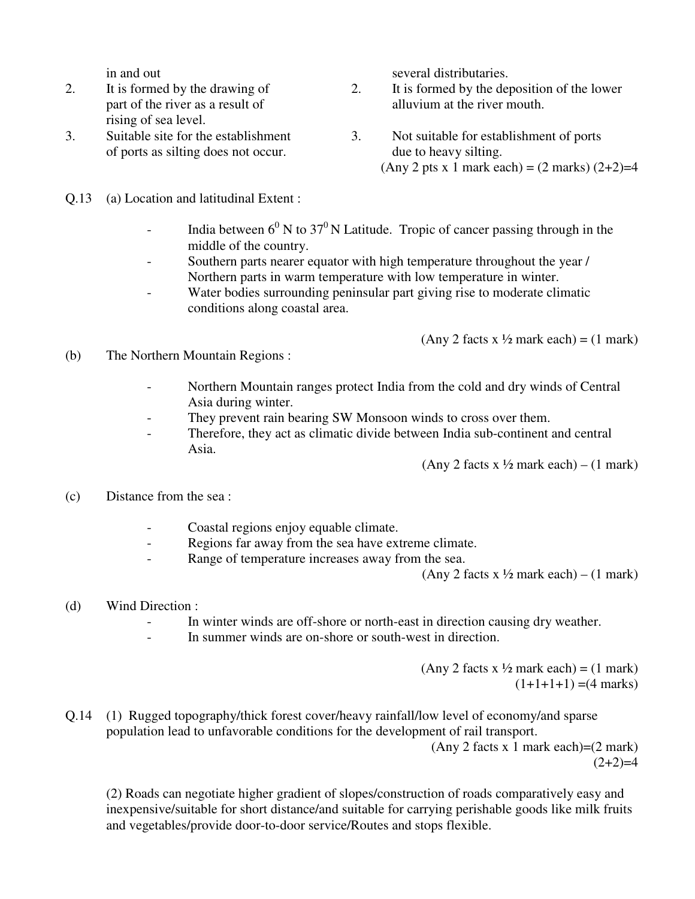| | |
|---|---|
| in and out | several distributaries. |
| 2. It is formed by the drawing of part of the river as a result of rising of sea level. | 2. It is formed by the deposition of the lower alluvium at the river mouth. |
| 3. Suitable site for the establishment of ports as silting does not occur. | 3. Not suitable for establishment of ports due to heavy silting. |

(Any 2 pts x 1 mark each) = (2 marks) (2+2)=4

Q.13 (a) Location and latitudinal Extent :

- India between $6^0$ N to $37^0$ N Latitude. Tropic of cancer passing through in the middle of the country.
- Southern parts nearer equator with high temperature throughout the year / Northern parts in warm temperature with low temperature in winter.
- Water bodies surrounding peninsular part giving rise to moderate climatic conditions along coastal area.

(Any 2 facts x ½ mark each) = (1 mark)

(b) The Northern Mountain Regions :

- Northern Mountain ranges protect India from the cold and dry winds of Central Asia during winter.
- They prevent rain bearing SW Monsoon winds to cross over them.
- Therefore, they act as climatic divide between India sub-continent and central Asia.

(Any 2 facts x ½ mark each) – (1 mark)

(c) Distance from the sea :

- Coastal regions enjoy equable climate.
- Regions far away from the sea have extreme climate.
- Range of temperature increases away from the sea.

(Any 2 facts x ½ mark each) – (1 mark)

(d) Wind Direction :

- In winter winds are off-shore or north-east in direction causing dry weather.
- In summer winds are on-shore or south-west in direction.

(Any 2 facts x ½ mark each) = (1 mark)
(1+1+1+1) =(4 marks)

Q.14 (1) Rugged topography/thick forest cover/heavy rainfall/low level of economy/and sparse population lead to unfavorable conditions for the development of rail transport.

(Any 2 facts x 1 mark each)=(2 mark)
(2+2)=4

(2) Roads can negotiate higher gradient of slopes/construction of roads comparatively easy and inexpensive/suitable for short distance/and suitable for carrying perishable goods like milk fruits and vegetables/provide door-to-door service/Routes and stops flexible.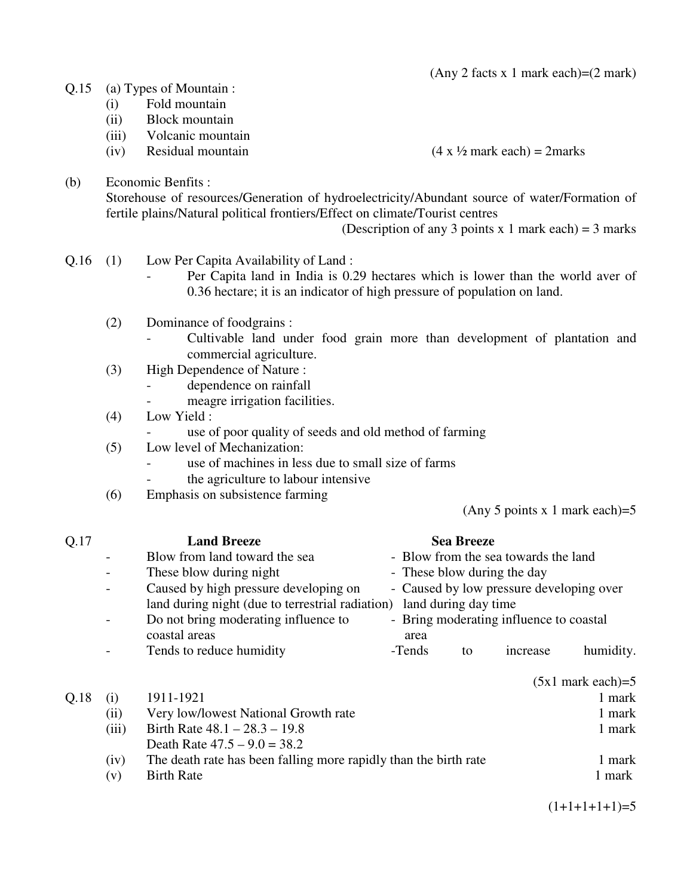(Any 2 facts x 1 mark each)=(2 mark)

Q.15 (a) Types of Mountain :

- (i) Fold mountain
- (ii) Block mountain
- (iii) Volcanic mountain
- (iv) Residual mountain

(4 x ½ mark each) = 2marks

(b) Economic Benfits :

Storehouse of resources/Generation of hydroelectricity/Abundant source of water/Formation of fertile plains/Natural political frontiers/Effect on climate/Tourist centres

(Description of any 3 points x 1 mark each) = 3 marks

Q.16 (1) Low Per Capita Availability of Land :

- Per Capita land in India is 0.29 hectares which is lower than the world aver of 0.36 hectare; it is an indicator of high pressure of population on land.

(2) Dominance of foodgrains :

- Cultivable land under food grain more than development of plantation and commercial agriculture.

(3) High Dependence of Nature :

- dependence on rainfall
- meagre irrigation facilities.

(4) Low Yield :

- use of poor quality of seeds and old method of farming

(5) Low level of Mechanization:

- use of machines in less due to small size of farms
- the agriculture to labour intensive

(6) Emphasis on subsistence farming

(Any 5 points x 1 mark each)=5

Q.17

| Land Breeze | Sea Breeze |
|---|---|
| - Blow from land toward the sea | - Blow from the sea towards the land |
| - These blow during night | - These blow during the day |
| - Caused by high pressure developing on land during night (due to terrestrial radiation) | - Caused by low pressure developing over land during day time |
| - Do not bring moderating influence to coastal areas | - Bring moderating influence to coastal area |
| - Tends to reduce humidity | -Tends to increase humidity. |

(5x1 mark each)=5

Q.18

| | | |
|---|---|---|
| (i) | 1911-1921 | 1 mark |
| (ii) | Very low/lowest National Growth rate | 1 mark |
| (iii) | Birth Rate 48.1 – 28.3 – 19.8<br>Death Rate 47.5 – 9.0 = 38.2 | 1 mark |
| (iv) | The death rate has been falling more rapidly than the birth rate | 1 mark |
| (v) | Birth Rate | 1 mark |

(1+1+1+1+1)=5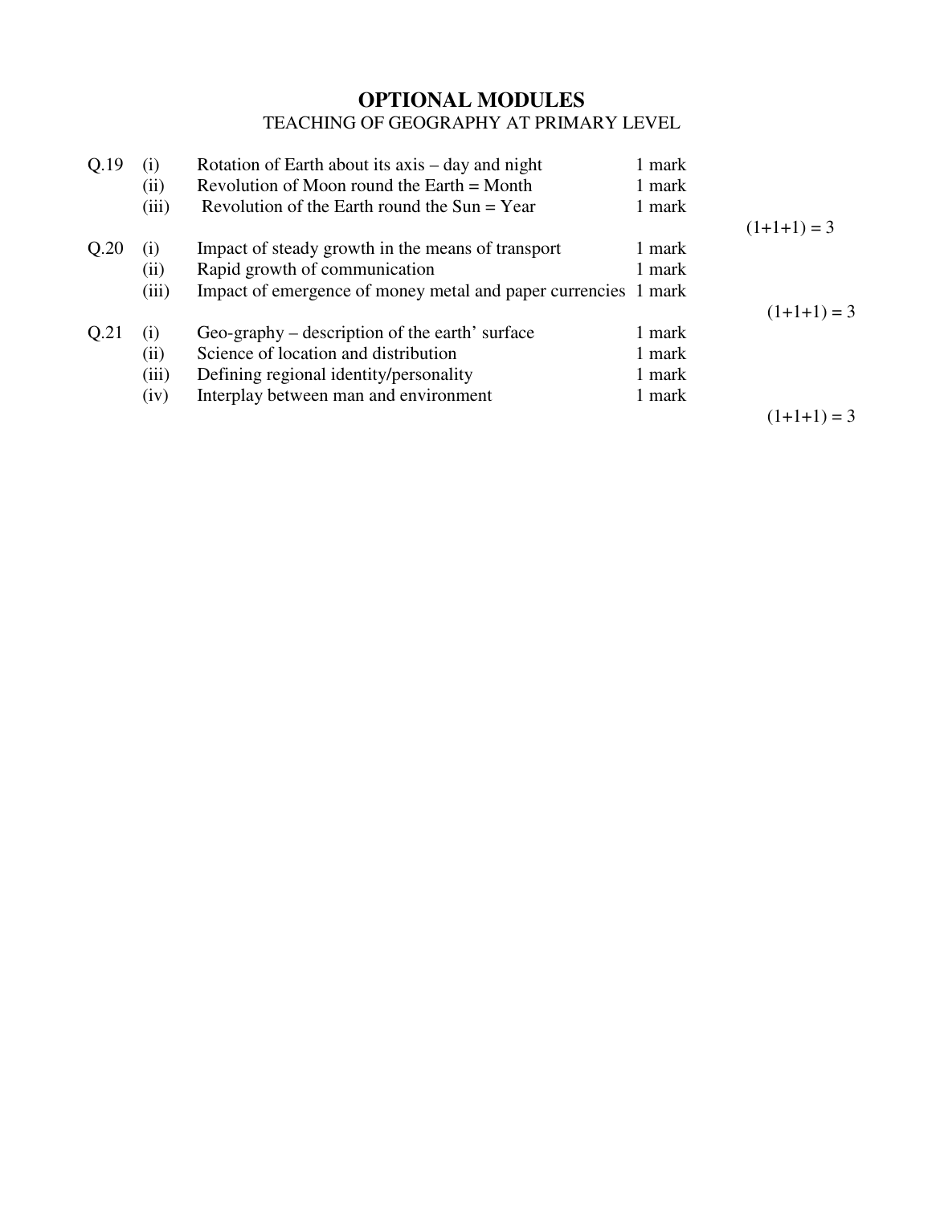# OPTIONAL MODULES

TEACHING OF GEOGRAPHY AT PRIMARY LEVEL

| | | | | |
|---|---|---|---|---|
| Q.19 | (i) | Rotation of Earth about its axis – day and night | 1 mark | |
| | (ii) | Revolution of Moon round the Earth = Month | 1 mark | |
| | (iii) | Revolution of the Earth round the Sun = Year | 1 mark | |
| | | | | (1+1+1) = 3 |
| Q.20 | (i) | Impact of steady growth in the means of transport | 1 mark | |
| | (ii) | Rapid growth of communication | 1 mark | |
| | (iii) | Impact of emergence of money metal and paper currencies | 1 mark | |
| | | | | (1+1+1) = 3 |
| Q.21 | (i) | Geo-graphy – description of the earth' surface | 1 mark | |
| | (ii) | Science of location and distribution | 1 mark | |
| | (iii) | Defining regional identity/personality | 1 mark | |
| | (iv) | Interplay between man and environment | 1 mark | |
| | | | | (1+1+1) = 3 |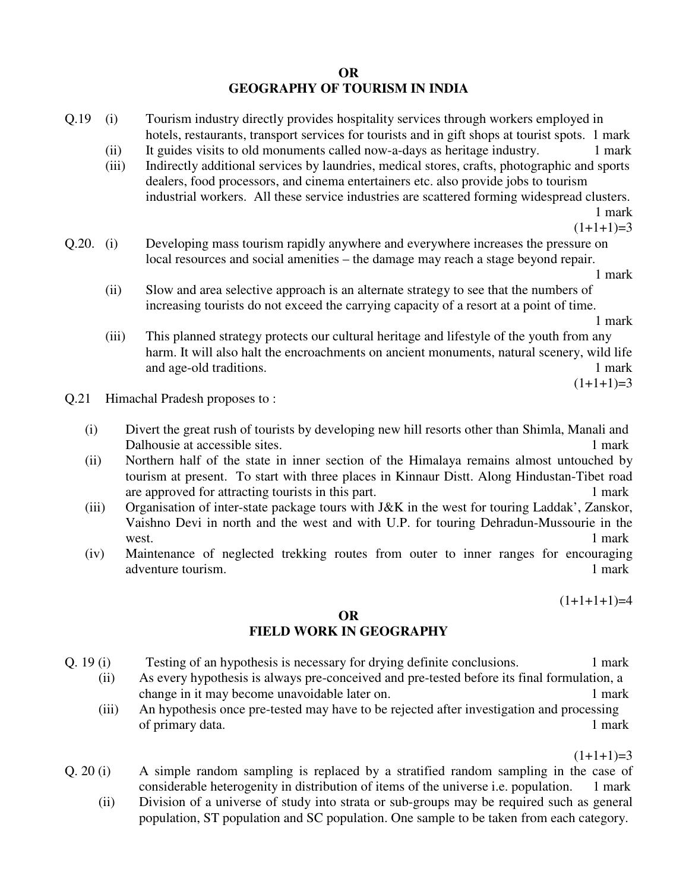**OR**

## GEOGRAPHY OF TOURISM IN INDIA

Q.19 (i) Tourism industry directly provides hospitality services through workers employed in hotels, restaurants, transport services for tourists and in gift shops at tourist spots. 1 mark

(ii) It guides visits to old monuments called now-a-days as heritage industry. 1 mark

(iii) Indirectly additional services by laundries, medical stores, crafts, photographic and sports dealers, food processors, and cinema entertainers etc. also provide jobs to tourism industrial workers. All these service industries are scattered forming widespread clusters. 1 mark

(1+1+1)=3

Q.20. (i) Developing mass tourism rapidly anywhere and everywhere increases the pressure on local resources and social amenities – the damage may reach a stage beyond repair. 1 mark

(ii) Slow and area selective approach is an alternate strategy to see that the numbers of increasing tourists do not exceed the carrying capacity of a resort at a point of time. 1 mark

(iii) This planned strategy protects our cultural heritage and lifestyle of the youth from any harm. It will also halt the encroachments on ancient monuments, natural scenery, wild life and age-old traditions. 1 mark

(1+1+1)=3

Q.21 Himachal Pradesh proposes to :

(i) Divert the great rush of tourists by developing new hill resorts other than Shimla, Manali and Dalhousie at accessible sites. 1 mark

(ii) Northern half of the state in inner section of the Himalaya remains almost untouched by tourism at present. To start with three places in Kinnaur Distt. Along Hindustan-Tibet road are approved for attracting tourists in this part. 1 mark

(iii) Organisation of inter-state package tours with J&K in the west for touring Laddak', Zanskor, Vaishno Devi in north and the west and with U.P. for touring Dehradun-Mussourie in the west. 1 mark

(iv) Maintenance of neglected trekking routes from outer to inner ranges for encouraging adventure tourism. 1 mark

(1+1+1+1)=4

**OR**

## FIELD WORK IN GEOGRAPHY

Q. 19 (i) Testing of an hypothesis is necessary for drying definite conclusions. 1 mark

(ii) As every hypothesis is always pre-conceived and pre-tested before its final formulation, a change in it may become unavoidable later on. 1 mark

(iii) An hypothesis once pre-tested may have to be rejected after investigation and processing of primary data. 1 mark

(1+1+1)=3

Q. 20 (i) A simple random sampling is replaced by a stratified random sampling in the case of considerable heterogenity in distribution of items of the universe i.e. population. 1 mark

(ii) Division of a universe of study into strata or sub-groups may be required such as general population, ST population and SC population. One sample to be taken from each category.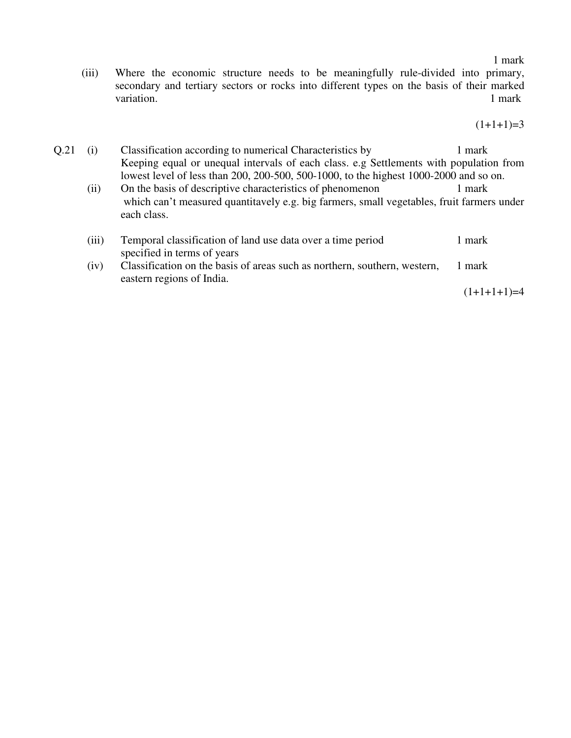1 mark

(iii) Where the economic structure needs to be meaningfully rule-divided into primary, secondary and tertiary sectors or rocks into different types on the basis of their marked variation. 1 mark

(1+1+1)=3

Q.21 (i) Classification according to numerical Characteristics by 1 mark
Keeping equal or unequal intervals of each class. e.g Settlements with population from lowest level of less than 200, 200-500, 500-1000, to the highest 1000-2000 and so on.

(ii) On the basis of descriptive characteristics of phenomenon 1 mark
which can't measured quantitavely e.g. big farmers, small vegetables, fruit farmers under each class.

(iii) Temporal classification of land use data over a time period 1 mark
specified in terms of years

(iv) Classification on the basis of areas such as northern, southern, western, 1 mark
eastern regions of India.

(1+1+1+1)=4